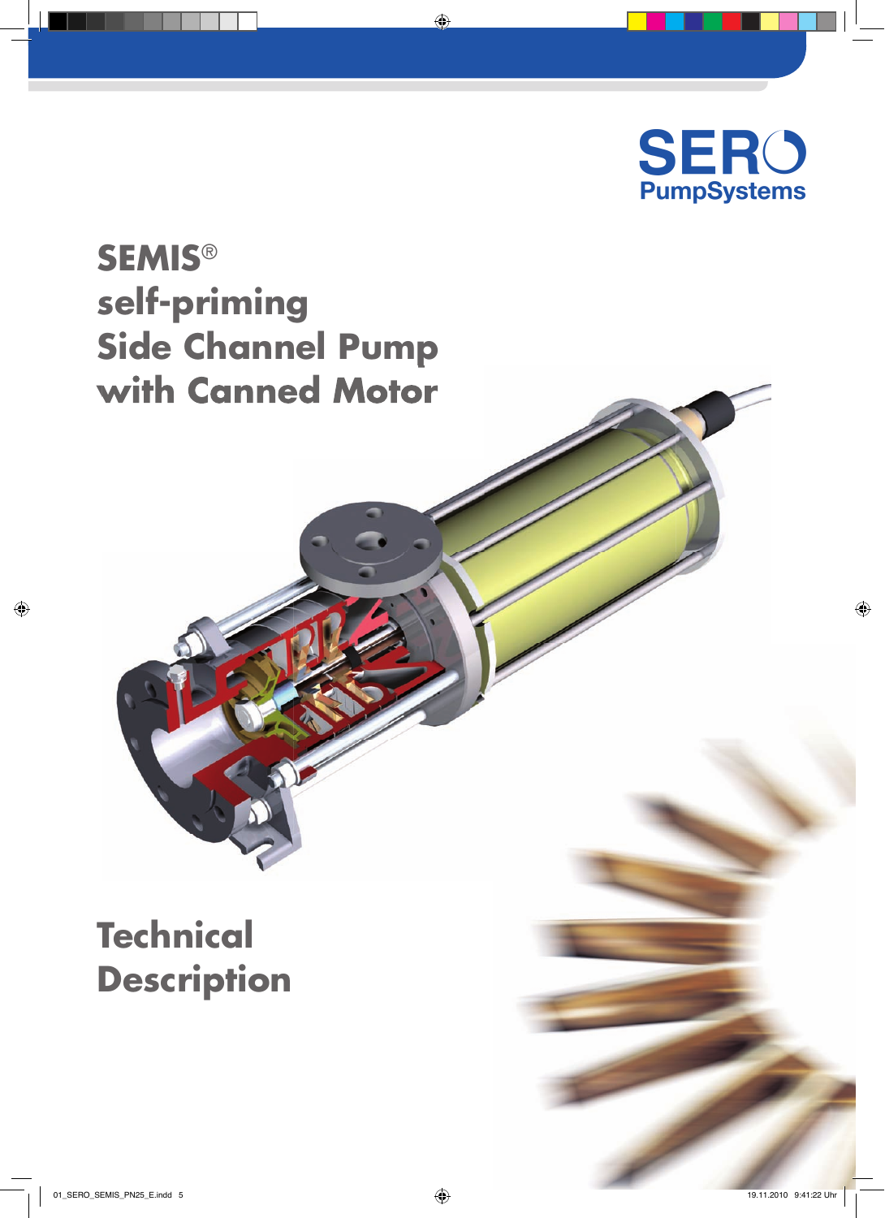SERO
PumpSystems

# SEMIS®
# self-priming
# Side Channel Pump
# with Canned Motor

# Technical
# Description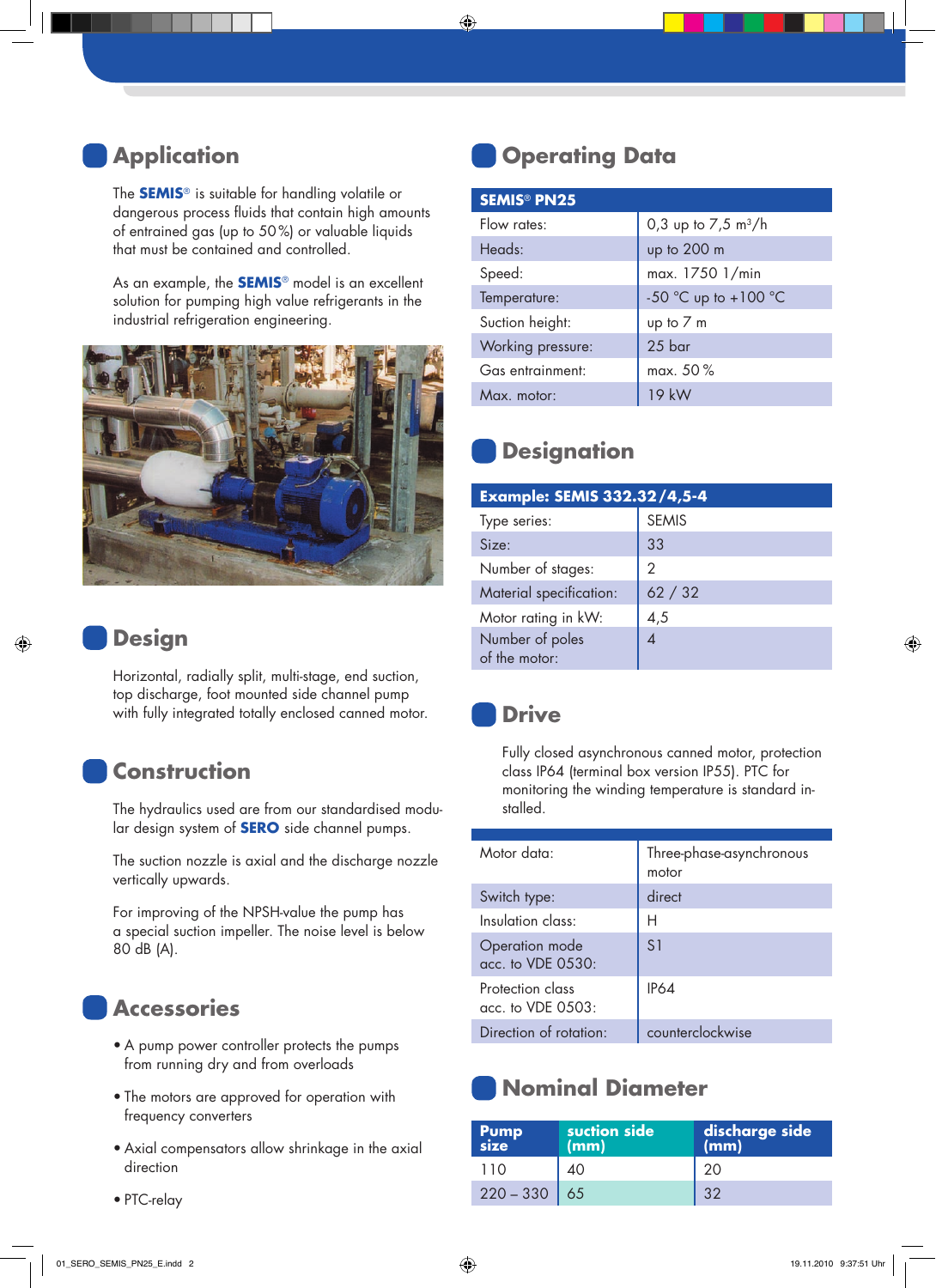## Application

The **SEMIS**® is suitable for handling volatile or dangerous process fluids that contain high amounts of entrained gas (up to 50 %) or valuable liquids that must be contained and controlled.

As an example, the **SEMIS**® model is an excellent solution for pumping high value refrigerants in the industrial refrigeration engineering.

## Design

Horizontal, radially split, multi-stage, end suction, top discharge, foot mounted side channel pump with fully integrated totally enclosed canned motor.

## Construction

The hydraulics used are from our standardised modular design system of **SERO** side channel pumps.

The suction nozzle is axial and the discharge nozzle vertically upwards.

For improving of the NPSH-value the pump has a special suction impeller. The noise level is below 80 dB (A).

## Accessories

- A pump power controller protects the pumps from running dry and from overloads
- The motors are approved for operation with frequency converters
- Axial compensators allow shrinkage in the axial direction
- PTC-relay

## Operating Data

| SEMIS® PN25 | |
|---|---|
| Flow rates: | 0,3 up to 7,5 m³/h |
| Heads: | up to 200 m |
| Speed: | max. 1750 1/min |
| Temperature: | -50 °C up to +100 °C |
| Suction height: | up to 7 m |
| Working pressure: | 25 bar |
| Gas entrainment: | max. 50 % |
| Max. motor: | 19 kW |

## Designation

| Example: SEMIS 332.32/4,5-4 | |
|---|---|
| Type series: | SEMIS |
| Size: | 33 |
| Number of stages: | 2 |
| Material specification: | 62 / 32 |
| Motor rating in kW: | 4,5 |
| Number of poles of the motor: | 4 |

## Drive

Fully closed asynchronous canned motor, protection class IP64 (terminal box version IP55). PTC for monitoring the winding temperature is standard installed.

| | |
|---|---|
| Motor data: | Three-phase-asynchronous motor |
| Switch type: | direct |
| Insulation class: | H |
| Operation mode acc. to VDE 0530: | S1 |
| Protection class acc. to VDE 0503: | IP64 |
| Direction of rotation: | counterclockwise |

## Nominal Diameter

| Pump size | suction side (mm) | discharge side (mm) |
|---|---|---|
| 110 | 40 | 20 |
| 220 – 330 | 65 | 32 |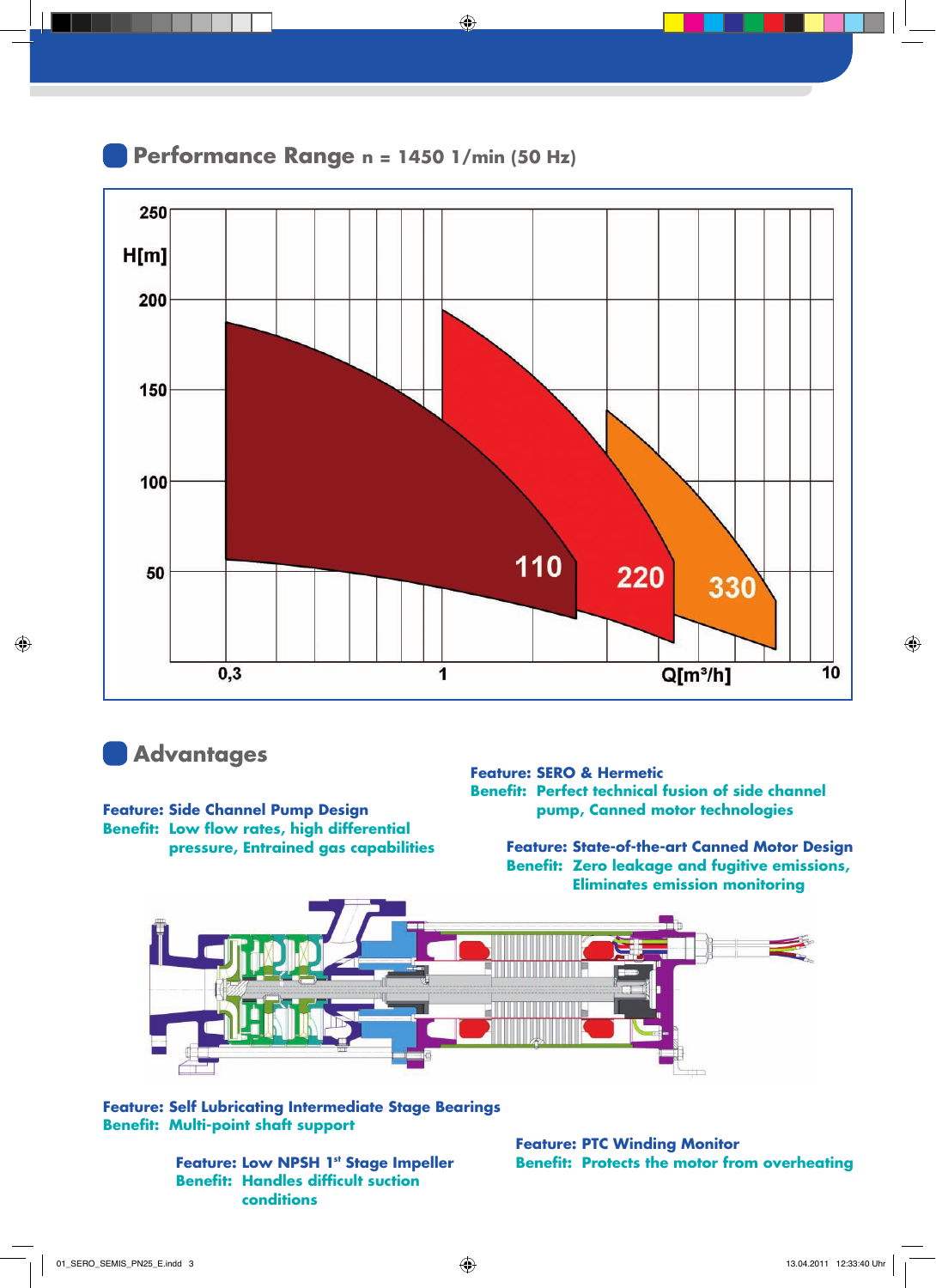## Performance Range n = 1450 1/min (50 Hz)

## Advantages

**Feature: Side Channel Pump Design**
**Benefit: Low flow rates, high differential pressure, Entrained gas capabilities**

**Feature: SERO & Hermetic**
**Benefit: Perfect technical fusion of side channel pump, Canned motor technologies**

**Feature: State-of-the-art Canned Motor Design**
**Benefit: Zero leakage and fugitive emissions, Eliminates emission monitoring**

**Feature: Self Lubricating Intermediate Stage Bearings**
**Benefit: Multi-point shaft support**

**Feature: Low NPSH 1st Stage Impeller**
**Benefit: Handles difficult suction conditions**

**Feature: PTC Winding Monitor**
**Benefit: Protects the motor from overheating**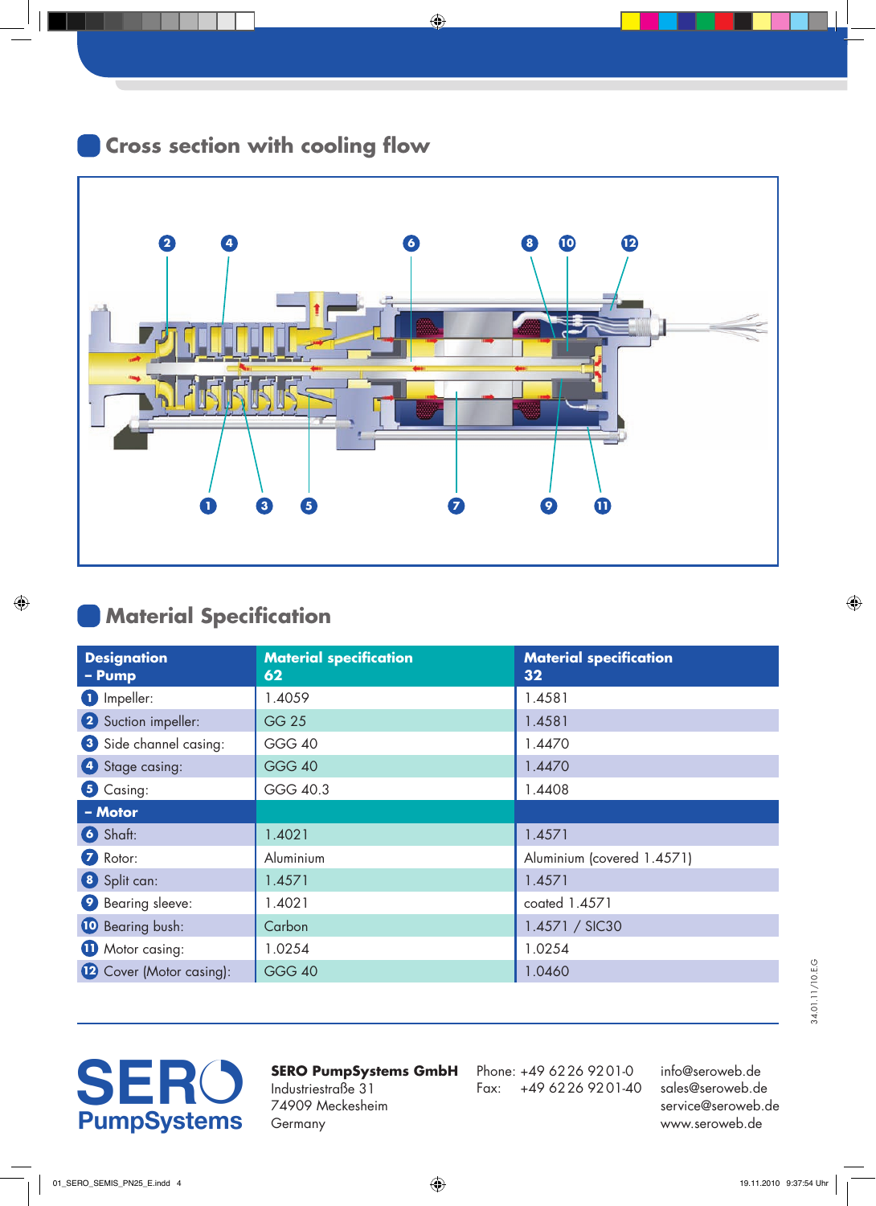## Cross section with cooling flow

2 4 6 8 10 12

1 3 5 7 9 11

## Material Specification

| Designation – Pump | Material specification 62 | Material specification 32 |
|---|---|---|
| 1 Impeller: | 1.4059 | 1.4581 |
| 2 Suction impeller: | GG 25 | 1.4581 |
| 3 Side channel casing: | GGG 40 | 1.4470 |
| 4 Stage casing: | GGG 40 | 1.4470 |
| 5 Casing: | GGG 40.3 | 1.4408 |
| **– Motor** | | |
| 6 Shaft: | 1.4021 | 1.4571 |
| 7 Rotor: | Aluminium | Aluminium (covered 1.4571) |
| 8 Split can: | 1.4571 | 1.4571 |
| 9 Bearing sleeve: | 1.4021 | coated 1.4571 |
| 10 Bearing bush: | Carbon | 1.4571 / SIC30 |
| 11 Motor casing: | 1.0254 | 1.0254 |
| 12 Cover (Motor casing): | GGG 40 | 1.0460 |

34.01.11/10.E.G

SERO PumpSystems

**SERO PumpSystems GmbH**
Industriestraße 31
74909 Meckesheim
Germany

Phone: +49 62 26 92 01-0
Fax: +49 62 26 92 01-40

info@seroweb.de
sales@seroweb.de
service@seroweb.de
www.seroweb.de